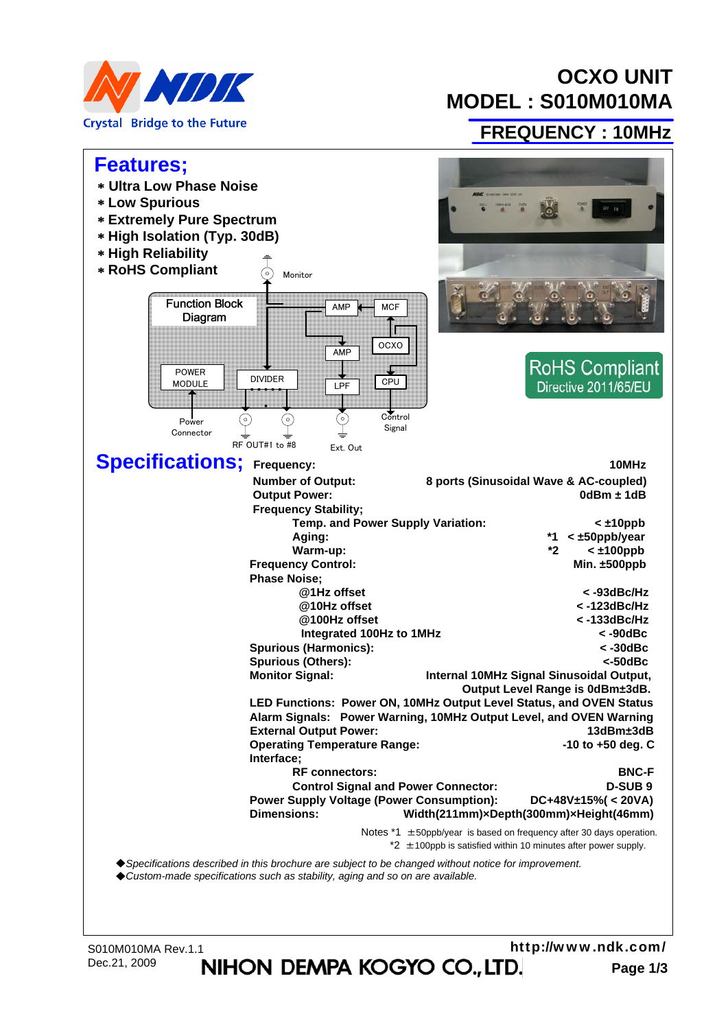# OCXO UNIT
# MODEL : S010M010MA

## FREQUENCY : 10MHz

## Features;

- ∗ Ultra Low Phase Noise
- ∗ Low Spurious
- ∗ Extremely Pure Spectrum
- ∗ High Isolation (Typ. 30dB)
- ∗ High Reliability
- ∗ RoHS Compliant

Function Block Diagram

Monitor, AMP, MCF, AMP, OCXO, POWER MODULE, DIVIDER, LPF, CPU, Power Connector, RF OUT#1 to #8, Ext. Out, Control Signal

RoHS Compliant
Directive 2011/65/EU

## Specifications;

| | |
|---|---|
| **Frequency:** | **10MHz** |
| **Number of Output:** | **8 ports (Sinusoidal Wave & AC-coupled)** |
| **Output Power:** | **0dBm ± 1dB** |
| **Frequency Stability;** | |
| **Temp. and Power Supply Variation:** | **< ±10ppb** |
| **Aging:** | ***1 < ±50ppb/year** |
| **Warm-up:** | ***2 < ±100ppb** |
| **Frequency Control:** | **Min. ±500ppb** |
| **Phase Noise;** | |
| **@1Hz offset** | **< -93dBc/Hz** |
| **@10Hz offset** | **< -123dBc/Hz** |
| **@100Hz offset** | **< -133dBc/Hz** |
| **Integrated 100Hz to 1MHz** | **< -90dBc** |
| **Spurious (Harmonics):** | **< -30dBc** |
| **Spurious (Others):** | **<-50dBc** |
| **Monitor Signal:** | **Internal 10MHz Signal Sinusoidal Output, Output Level Range is 0dBm±3dB.** |
| **LED Functions:** | **Power ON, 10MHz Output Level Status, and OVEN Status** |
| **Alarm Signals:** | **Power Warning, 10MHz Output Level, and OVEN Warning** |
| **External Output Power:** | **13dBm±3dB** |
| **Operating Temperature Range:** | **-10 to +50 deg. C** |
| **Interface;** | |
| **RF connectors:** | **BNC-F** |
| **Control Signal and Power Connector:** | **D-SUB 9** |
| **Power Supply Voltage (Power Consumption):** | **DC+48V±15%( < 20VA)** |
| **Dimensions:** | **Width(211mm)×Depth(300mm)×Height(46mm)** |

Notes *1 ±50ppb/year is based on frequency after 30 days operation.
*2 ±100ppb is satisfied within 10 minutes after power supply.

◆*Specifications described in this brochure are subject to be changed without notice for improvement.*
◆*Custom-made specifications such as stability, aging and so on are available.*

S010M010MA Rev.1.1
Dec.21, 2009

NIHON DEMPA KOGYO CO.,LTD.
http://www.ndk.com/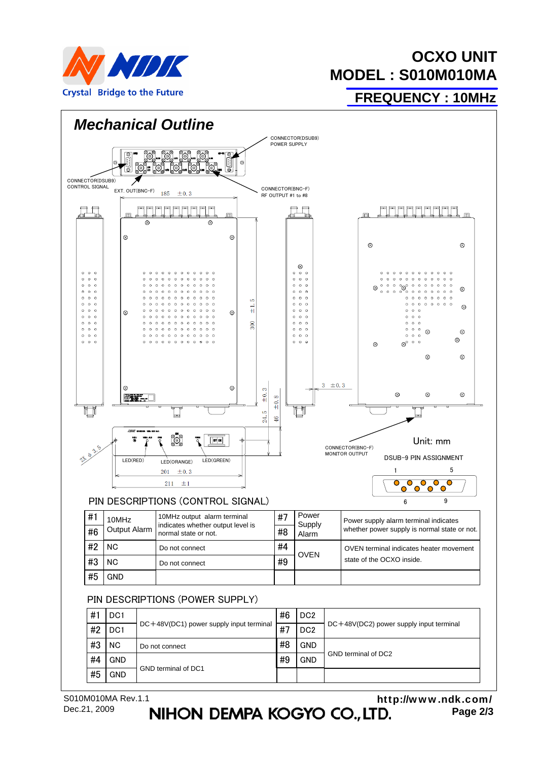# OCXO UNIT

# MODEL : S010M010MA

## FREQUENCY : 10MHz

## *Mechanical Outline*

CONNECTOR(DSUB9) POWER SUPPLY

CONNECTOR(DSUB9) CONTROL SIGNAL

EXT. OUT(BNC-F)

CONNECTOR(BNC-F) RF OUTPUT #1 to #8

185 ±0.3

300 ±1.5

24.5 ±0.3

46 ±0.8

3 ±0.3

2X φ3.5

LED(RED) LED(ORANGE) LED(GREEN)

201 ±0.3

211 ±1

CONNECTOR(BNC-F) MONITOR OUTPUT

Unit: mm

DSUB-9 PIN ASSIGNMENT

1 5

6 9

### PIN DESCRIPTIONS (CONTROL SIGNAL)

| Pin | Name | Description | Pin | Name | Description |
|---|---|---|---|---|---|
| #1 | 10MHz Output Alarm | 10MHz output alarm terminal indicates whether output level is normal state or not. | #7 | Power Supply Alarm | Power supply alarm terminal indicates whether power supply is normal state or not. |
| #6 | | | #8 | | |
| #2 | NC | Do not connect | #4 | OVEN | OVEN terminal indicates heater movement state of the OCXO inside. |
| #3 | NC | Do not connect | #9 | | |
| #5 | GND | | | | |

### PIN DESCRIPTIONS (POWER SUPPLY)

| Pin | Name | Description | Pin | Name | Description |
|---|---|---|---|---|---|
| #1 | DC1 | DC+48V(DC1) power supply input terminal | #6 | DC2 | DC+48V(DC2) power supply input terminal |
| #2 | DC1 | | #7 | DC2 | |
| #3 | NC | Do not connect | #8 | GND | GND terminal of DC2 |
| #4 | GND | GND terminal of DC1 | #9 | GND | |
| #5 | GND | | | | |

S010M010MA Rev.1.1
Dec.21, 2009

NIHON DEMPA KOGYO CO.,LTD.

http://www.ndk.com/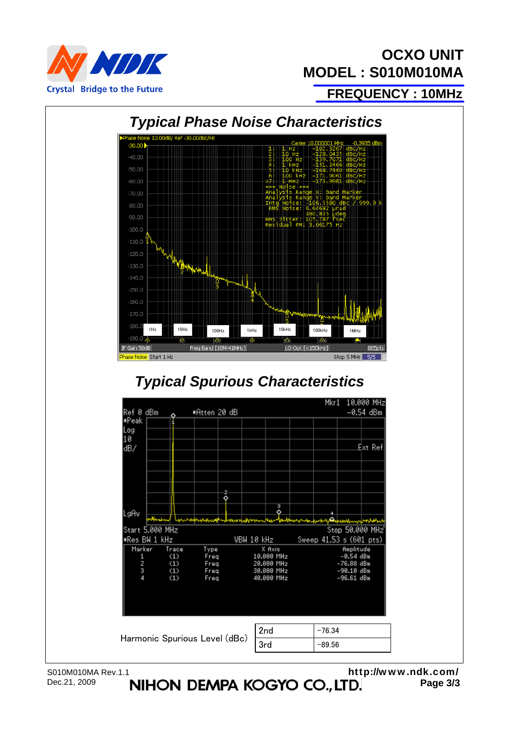# OCXO UNIT
# MODEL : S010M010MA
## FREQUENCY : 10MHz

## Typical Phase Noise Characteristics

Phase Noise 10.00dB/ Ref -30.00dBc/Hz

Carrier 10.000001 MHz -0.3935 dBm

1: 1 Hz -102.3267 dBc/Hz
2: 10 Hz -128.0435 dBc/Hz
3: 100 Hz -139.7071 dBc/Hz
4: 1 kHz -151.3466 dBc/Hz
5: 10 kHz -168.7440 dBc/Hz
6: 100 kHz -171.9061 dBc/Hz
>7: 1 MHz -173.9981 dBc/Hz

=== Noise ===
Analysis Range X: Band Marker
Analysis Range Y: Band Marker
Intg Noise: -106.5580 dBc / 999.9 k
RMS Noise: 6.64682 µrad
380.835 µdeg
RMS Jitter: 105.787 fsec
Residual FM: 3.06175 Hz

-30.00, -40.00, -50.00, -60.00, -70.00, -80.00, -90.00, -100.0, -110.0, -120.0, -130.0, -140.0, -150.0, -160.0, -170.0, -180.0, -190.0

1Hz, 10Hz, 100Hz, 1kHz, 10kHz, 100kHz, 1MHz

IF Gain 50dB Freq Band [10M-41MHz] LO Opt [<150kHz] 865pts

Phase Noise Start 1 Hz Stop 5 MHz 5/5

## Typical Spurious Characteristics

Mkr1 10.000 MHz
-0.54 dBm

Ref 0 dBm #Atten 20 dB
#Peak
Log
10
dB/
Ext Ref
LgAv

Start 5.000 MHz Stop 50.000 MHz
#Res BW 1 kHz VBW 10 kHz Sweep 41.53 s (601 pts)

| Marker | Trace | Type | X Axis | Amplitude |
|---|---|---|---|---|
| 1 | (1) | Freq | 10.000 MHz | -0.54 dBm |
| 2 | (1) | Freq | 20.000 MHz | -76.88 dBm |
| 3 | (1) | Freq | 30.000 MHz | -90.10 dBm |
| 4 | (1) | Freq | 40.000 MHz | -96.61 dBm |

| Harmonic Spurious Level (dBc) | | |
|---|---|---|
| | 2nd | −76.34 |
| | 3rd | −89.56 |

S010M010MA Rev.1.1
Dec.21, 2009

NIHON DEMPA KOGYO CO., LTD.

http://www.ndk.com/